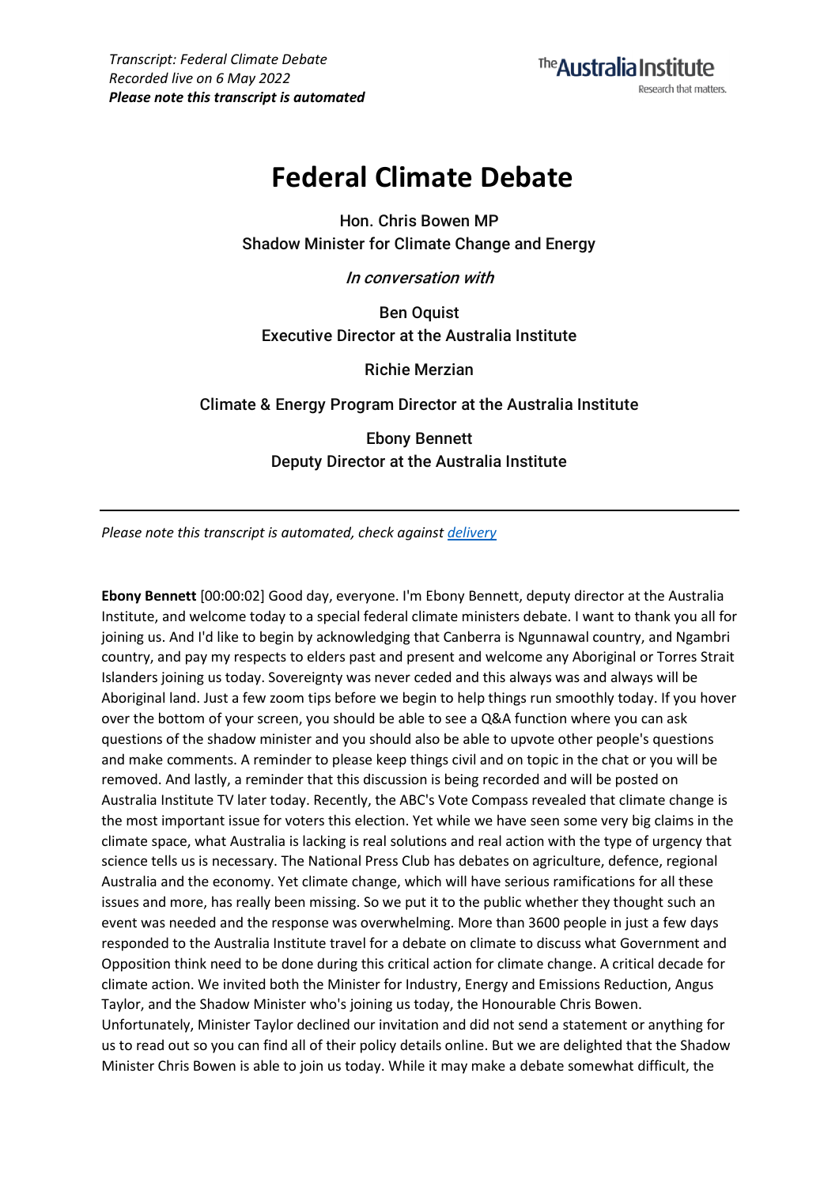*Transcript: Federal Climate Debate*
*Recorded live on 6 May 2022*
***Please note this transcript is automated***

# Federal Climate Debate

Hon. Chris Bowen MP
Shadow Minister for Climate Change and Energy

*In conversation with*

Ben Oquist
Executive Director at the Australia Institute

Richie Merzian

Climate & Energy Program Director at the Australia Institute

Ebony Bennett
Deputy Director at the Australia Institute

---

*Please note this transcript is automated, check against* [*delivery*]()

**Ebony Bennett** [00:00:02] Good day, everyone. I'm Ebony Bennett, deputy director at the Australia Institute, and welcome today to a special federal climate ministers debate. I want to thank you all for joining us. And I'd like to begin by acknowledging that Canberra is Ngunnawal country, and Ngambri country, and pay my respects to elders past and present and welcome any Aboriginal or Torres Strait Islanders joining us today. Sovereignty was never ceded and this always was and always will be Aboriginal land. Just a few zoom tips before we begin to help things run smoothly today. If you hover over the bottom of your screen, you should be able to see a Q&A function where you can ask questions of the shadow minister and you should also be able to upvote other people's questions and make comments. A reminder to please keep things civil and on topic in the chat or you will be removed. And lastly, a reminder that this discussion is being recorded and will be posted on Australia Institute TV later today. Recently, the ABC's Vote Compass revealed that climate change is the most important issue for voters this election. Yet while we have seen some very big claims in the climate space, what Australia is lacking is real solutions and real action with the type of urgency that science tells us is necessary. The National Press Club has debates on agriculture, defence, regional Australia and the economy. Yet climate change, which will have serious ramifications for all these issues and more, has really been missing. So we put it to the public whether they thought such an event was needed and the response was overwhelming. More than 3600 people in just a few days responded to the Australia Institute travel for a debate on climate to discuss what Government and Opposition think need to be done during this critical action for climate change. A critical decade for climate action. We invited both the Minister for Industry, Energy and Emissions Reduction, Angus Taylor, and the Shadow Minister who's joining us today, the Honourable Chris Bowen. Unfortunately, Minister Taylor declined our invitation and did not send a statement or anything for us to read out so you can find all of their policy details online. But we are delighted that the Shadow Minister Chris Bowen is able to join us today. While it may make a debate somewhat difficult, the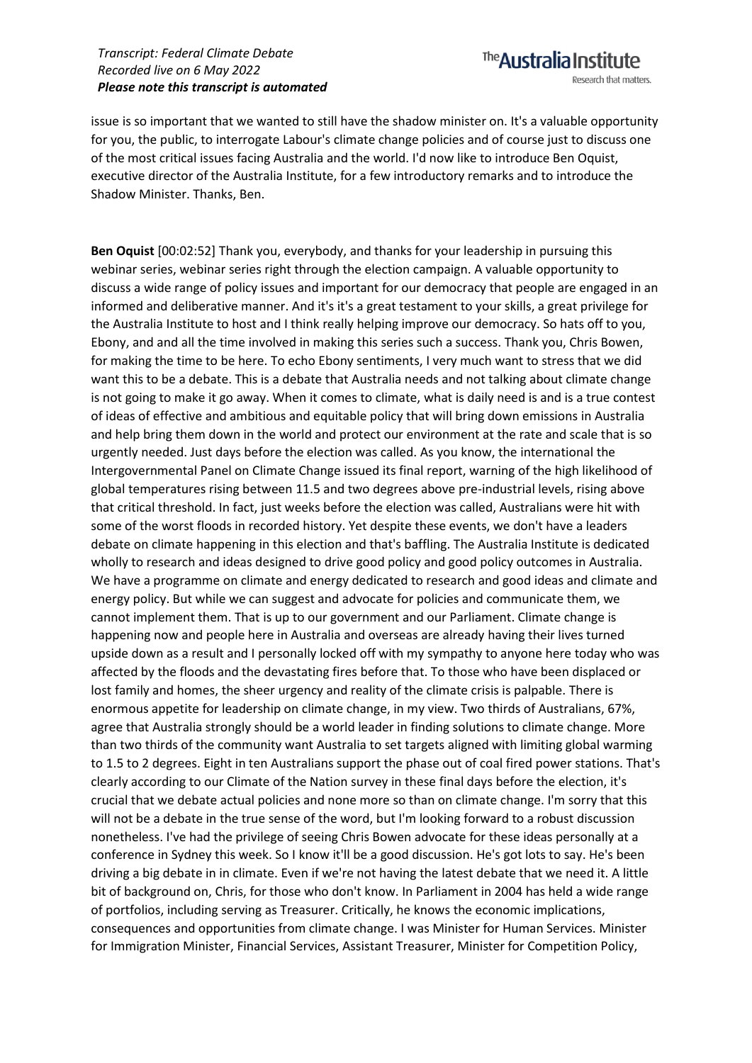issue is so important that we wanted to still have the shadow minister on. It's a valuable opportunity for you, the public, to interrogate Labour's climate change policies and of course just to discuss one of the most critical issues facing Australia and the world. I'd now like to introduce Ben Oquist, executive director of the Australia Institute, for a few introductory remarks and to introduce the Shadow Minister. Thanks, Ben.

**Ben Oquist** [00:02:52] Thank you, everybody, and thanks for your leadership in pursuing this webinar series, webinar series right through the election campaign. A valuable opportunity to discuss a wide range of policy issues and important for our democracy that people are engaged in an informed and deliberative manner. And it's it's a great testament to your skills, a great privilege for the Australia Institute to host and I think really helping improve our democracy. So hats off to you, Ebony, and and all the time involved in making this series such a success. Thank you, Chris Bowen, for making the time to be here. To echo Ebony sentiments, I very much want to stress that we did want this to be a debate. This is a debate that Australia needs and not talking about climate change is not going to make it go away. When it comes to climate, what is daily need is and is a true contest of ideas of effective and ambitious and equitable policy that will bring down emissions in Australia and help bring them down in the world and protect our environment at the rate and scale that is so urgently needed. Just days before the election was called. As you know, the international the Intergovernmental Panel on Climate Change issued its final report, warning of the high likelihood of global temperatures rising between 11.5 and two degrees above pre-industrial levels, rising above that critical threshold. In fact, just weeks before the election was called, Australians were hit with some of the worst floods in recorded history. Yet despite these events, we don't have a leaders debate on climate happening in this election and that's baffling. The Australia Institute is dedicated wholly to research and ideas designed to drive good policy and good policy outcomes in Australia. We have a programme on climate and energy dedicated to research and good ideas and climate and energy policy. But while we can suggest and advocate for policies and communicate them, we cannot implement them. That is up to our government and our Parliament. Climate change is happening now and people here in Australia and overseas are already having their lives turned upside down as a result and I personally locked off with my sympathy to anyone here today who was affected by the floods and the devastating fires before that. To those who have been displaced or lost family and homes, the sheer urgency and reality of the climate crisis is palpable. There is enormous appetite for leadership on climate change, in my view. Two thirds of Australians, 67%, agree that Australia strongly should be a world leader in finding solutions to climate change. More than two thirds of the community want Australia to set targets aligned with limiting global warming to 1.5 to 2 degrees. Eight in ten Australians support the phase out of coal fired power stations. That's clearly according to our Climate of the Nation survey in these final days before the election, it's crucial that we debate actual policies and none more so than on climate change. I'm sorry that this will not be a debate in the true sense of the word, but I'm looking forward to a robust discussion nonetheless. I've had the privilege of seeing Chris Bowen advocate for these ideas personally at a conference in Sydney this week. So I know it'll be a good discussion. He's got lots to say. He's been driving a big debate in in climate. Even if we're not having the latest debate that we need it. A little bit of background on, Chris, for those who don't know. In Parliament in 2004 has held a wide range of portfolios, including serving as Treasurer. Critically, he knows the economic implications, consequences and opportunities from climate change. I was Minister for Human Services. Minister for Immigration Minister, Financial Services, Assistant Treasurer, Minister for Competition Policy,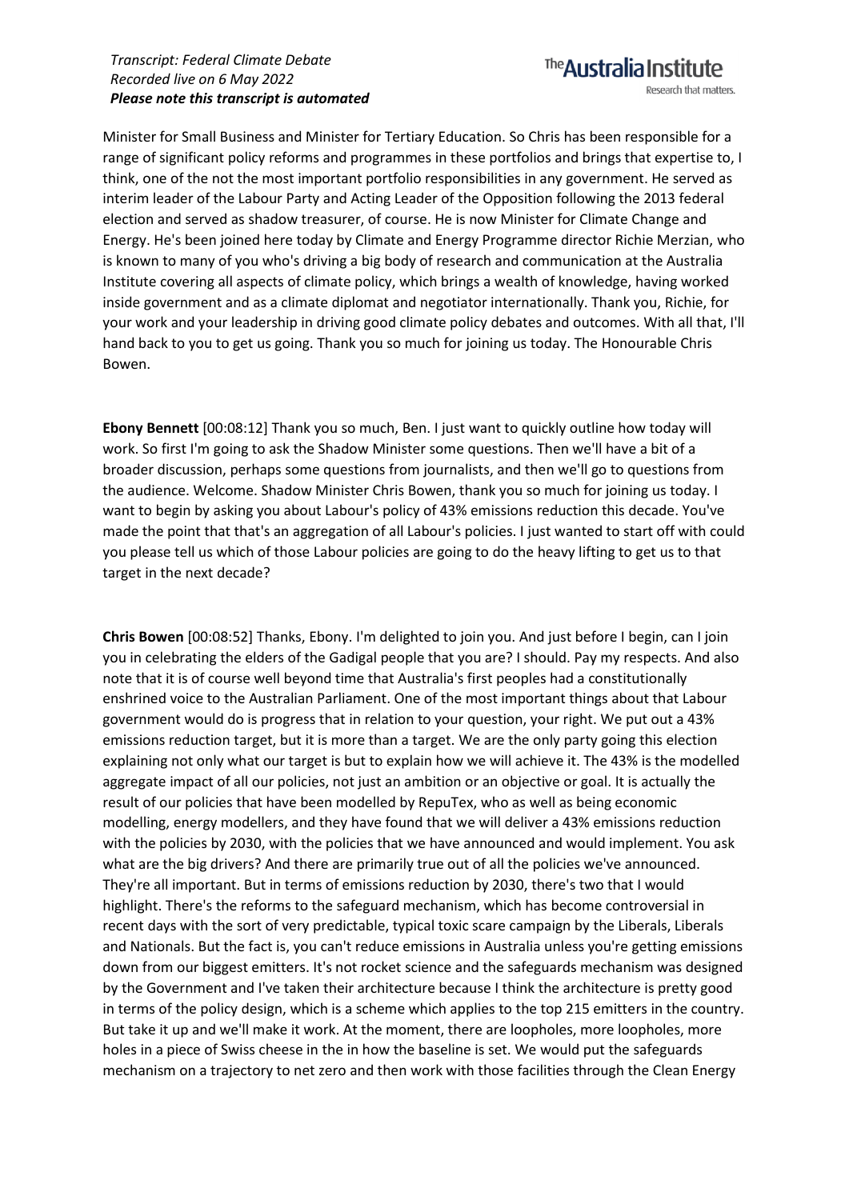Minister for Small Business and Minister for Tertiary Education. So Chris has been responsible for a range of significant policy reforms and programmes in these portfolios and brings that expertise to, I think, one of the not the most important portfolio responsibilities in any government. He served as interim leader of the Labour Party and Acting Leader of the Opposition following the 2013 federal election and served as shadow treasurer, of course. He is now Minister for Climate Change and Energy. He's been joined here today by Climate and Energy Programme director Richie Merzian, who is known to many of you who's driving a big body of research and communication at the Australia Institute covering all aspects of climate policy, which brings a wealth of knowledge, having worked inside government and as a climate diplomat and negotiator internationally. Thank you, Richie, for your work and your leadership in driving good climate policy debates and outcomes. With all that, I'll hand back to you to get us going. Thank you so much for joining us today. The Honourable Chris Bowen.

**Ebony Bennett** [00:08:12] Thank you so much, Ben. I just want to quickly outline how today will work. So first I'm going to ask the Shadow Minister some questions. Then we'll have a bit of a broader discussion, perhaps some questions from journalists, and then we'll go to questions from the audience. Welcome. Shadow Minister Chris Bowen, thank you so much for joining us today. I want to begin by asking you about Labour's policy of 43% emissions reduction this decade. You've made the point that that's an aggregation of all Labour's policies. I just wanted to start off with could you please tell us which of those Labour policies are going to do the heavy lifting to get us to that target in the next decade?

**Chris Bowen** [00:08:52] Thanks, Ebony. I'm delighted to join you. And just before I begin, can I join you in celebrating the elders of the Gadigal people that you are? I should. Pay my respects. And also note that it is of course well beyond time that Australia's first peoples had a constitutionally enshrined voice to the Australian Parliament. One of the most important things about that Labour government would do is progress that in relation to your question, your right. We put out a 43% emissions reduction target, but it is more than a target. We are the only party going this election explaining not only what our target is but to explain how we will achieve it. The 43% is the modelled aggregate impact of all our policies, not just an ambition or an objective or goal. It is actually the result of our policies that have been modelled by RepuTex, who as well as being economic modelling, energy modellers, and they have found that we will deliver a 43% emissions reduction with the policies by 2030, with the policies that we have announced and would implement. You ask what are the big drivers? And there are primarily true out of all the policies we've announced. They're all important. But in terms of emissions reduction by 2030, there's two that I would highlight. There's the reforms to the safeguard mechanism, which has become controversial in recent days with the sort of very predictable, typical toxic scare campaign by the Liberals, Liberals and Nationals. But the fact is, you can't reduce emissions in Australia unless you're getting emissions down from our biggest emitters. It's not rocket science and the safeguards mechanism was designed by the Government and I've taken their architecture because I think the architecture is pretty good in terms of the policy design, which is a scheme which applies to the top 215 emitters in the country. But take it up and we'll make it work. At the moment, there are loopholes, more loopholes, more holes in a piece of Swiss cheese in the in how the baseline is set. We would put the safeguards mechanism on a trajectory to net zero and then work with those facilities through the Clean Energy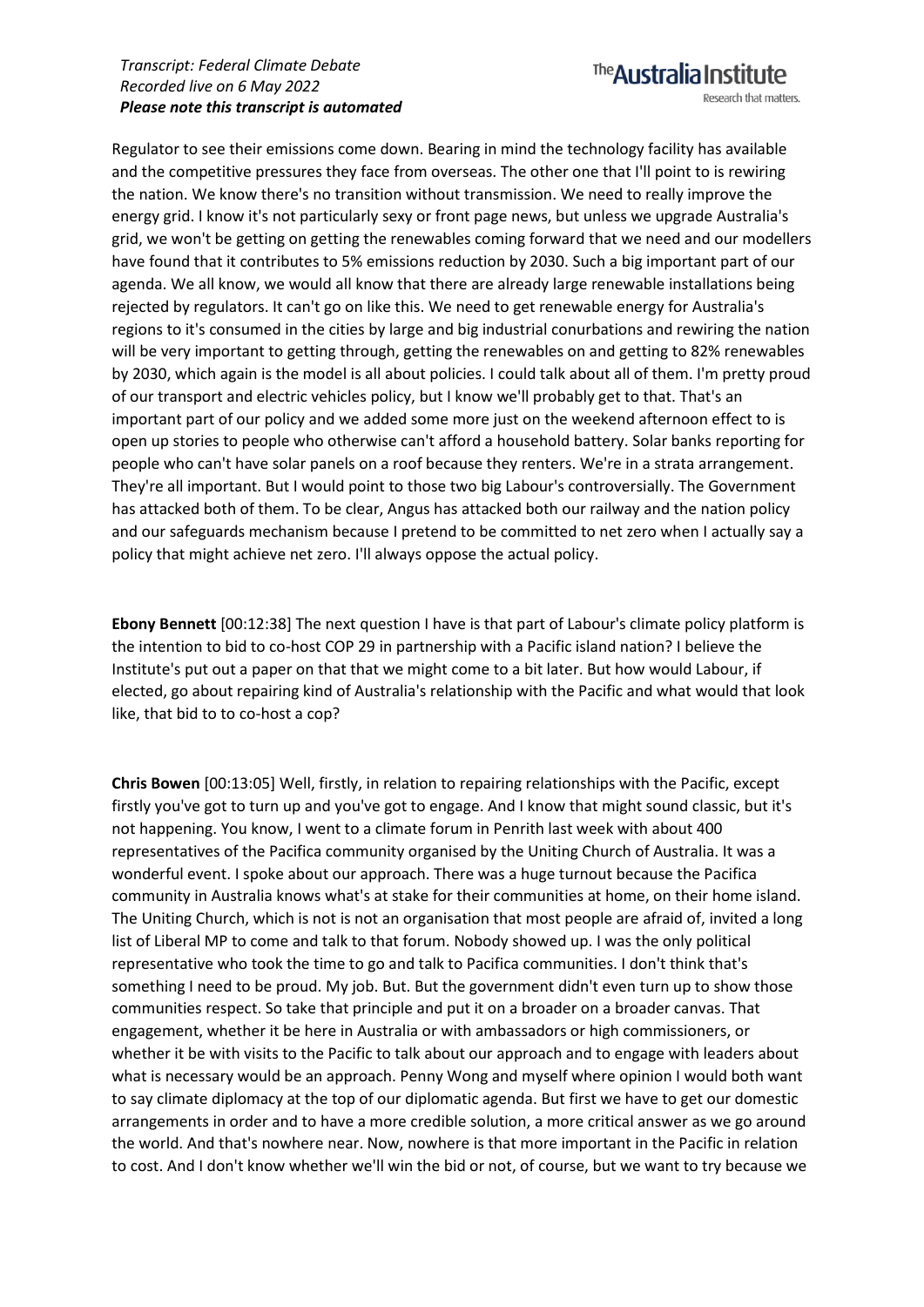Regulator to see their emissions come down. Bearing in mind the technology facility has available and the competitive pressures they face from overseas. The other one that I'll point to is rewiring the nation. We know there's no transition without transmission. We need to really improve the energy grid. I know it's not particularly sexy or front page news, but unless we upgrade Australia's grid, we won't be getting on getting the renewables coming forward that we need and our modellers have found that it contributes to 5% emissions reduction by 2030. Such a big important part of our agenda. We all know, we would all know that there are already large renewable installations being rejected by regulators. It can't go on like this. We need to get renewable energy for Australia's regions to it's consumed in the cities by large and big industrial conurbations and rewiring the nation will be very important to getting through, getting the renewables on and getting to 82% renewables by 2030, which again is the model is all about policies. I could talk about all of them. I'm pretty proud of our transport and electric vehicles policy, but I know we'll probably get to that. That's an important part of our policy and we added some more just on the weekend afternoon effect to is open up stories to people who otherwise can't afford a household battery. Solar banks reporting for people who can't have solar panels on a roof because they renters. We're in a strata arrangement. They're all important. But I would point to those two big Labour's controversially. The Government has attacked both of them. To be clear, Angus has attacked both our railway and the nation policy and our safeguards mechanism because I pretend to be committed to net zero when I actually say a policy that might achieve net zero. I'll always oppose the actual policy.

**Ebony Bennett** [00:12:38] The next question I have is that part of Labour's climate policy platform is the intention to bid to co-host COP 29 in partnership with a Pacific island nation? I believe the Institute's put out a paper on that that we might come to a bit later. But how would Labour, if elected, go about repairing kind of Australia's relationship with the Pacific and what would that look like, that bid to to co-host a cop?

**Chris Bowen** [00:13:05] Well, firstly, in relation to repairing relationships with the Pacific, except firstly you've got to turn up and you've got to engage. And I know that might sound classic, but it's not happening. You know, I went to a climate forum in Penrith last week with about 400 representatives of the Pacifica community organised by the Uniting Church of Australia. It was a wonderful event. I spoke about our approach. There was a huge turnout because the Pacifica community in Australia knows what's at stake for their communities at home, on their home island. The Uniting Church, which is not is not an organisation that most people are afraid of, invited a long list of Liberal MP to come and talk to that forum. Nobody showed up. I was the only political representative who took the time to go and talk to Pacifica communities. I don't think that's something I need to be proud. My job. But. But the government didn't even turn up to show those communities respect. So take that principle and put it on a broader on a broader canvas. That engagement, whether it be here in Australia or with ambassadors or high commissioners, or whether it be with visits to the Pacific to talk about our approach and to engage with leaders about what is necessary would be an approach. Penny Wong and myself where opinion I would both want to say climate diplomacy at the top of our diplomatic agenda. But first we have to get our domestic arrangements in order and to have a more credible solution, a more critical answer as we go around the world. And that's nowhere near. Now, nowhere is that more important in the Pacific in relation to cost. And I don't know whether we'll win the bid or not, of course, but we want to try because we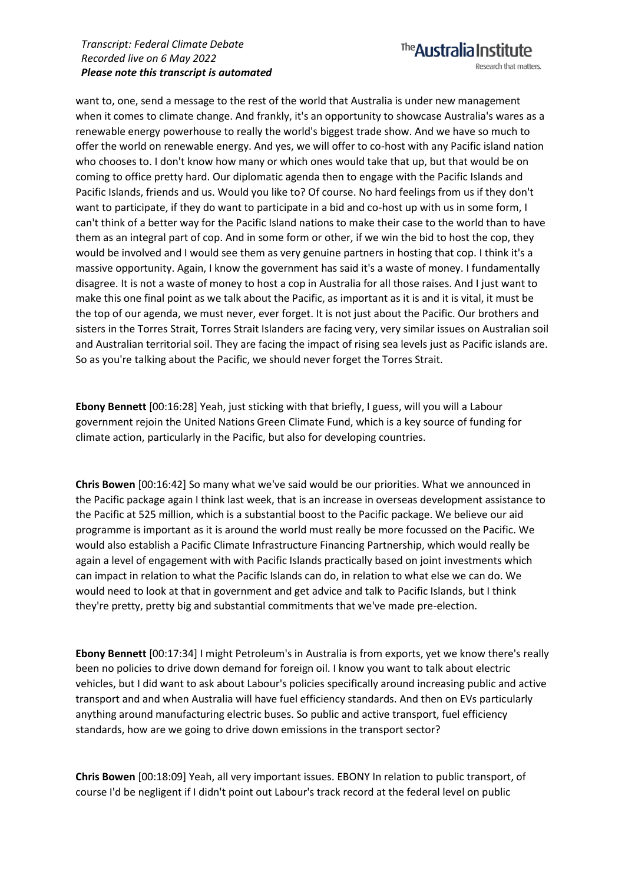want to, one, send a message to the rest of the world that Australia is under new management when it comes to climate change. And frankly, it's an opportunity to showcase Australia's wares as a renewable energy powerhouse to really the world's biggest trade show. And we have so much to offer the world on renewable energy. And yes, we will offer to co-host with any Pacific island nation who chooses to. I don't know how many or which ones would take that up, but that would be on coming to office pretty hard. Our diplomatic agenda then to engage with the Pacific Islands and Pacific Islands, friends and us. Would you like to? Of course. No hard feelings from us if they don't want to participate, if they do want to participate in a bid and co-host up with us in some form, I can't think of a better way for the Pacific Island nations to make their case to the world than to have them as an integral part of cop. And in some form or other, if we win the bid to host the cop, they would be involved and I would see them as very genuine partners in hosting that cop. I think it's a massive opportunity. Again, I know the government has said it's a waste of money. I fundamentally disagree. It is not a waste of money to host a cop in Australia for all those raises. And I just want to make this one final point as we talk about the Pacific, as important as it is and it is vital, it must be the top of our agenda, we must never, ever forget. It is not just about the Pacific. Our brothers and sisters in the Torres Strait, Torres Strait Islanders are facing very, very similar issues on Australian soil and Australian territorial soil. They are facing the impact of rising sea levels just as Pacific islands are. So as you're talking about the Pacific, we should never forget the Torres Strait.

**Ebony Bennett** [00:16:28] Yeah, just sticking with that briefly, I guess, will you will a Labour government rejoin the United Nations Green Climate Fund, which is a key source of funding for climate action, particularly in the Pacific, but also for developing countries.

**Chris Bowen** [00:16:42] So many what we've said would be our priorities. What we announced in the Pacific package again I think last week, that is an increase in overseas development assistance to the Pacific at 525 million, which is a substantial boost to the Pacific package. We believe our aid programme is important as it is around the world must really be more focussed on the Pacific. We would also establish a Pacific Climate Infrastructure Financing Partnership, which would really be again a level of engagement with with Pacific Islands practically based on joint investments which can impact in relation to what the Pacific Islands can do, in relation to what else we can do. We would need to look at that in government and get advice and talk to Pacific Islands, but I think they're pretty, pretty big and substantial commitments that we've made pre-election.

**Ebony Bennett** [00:17:34] I might Petroleum's in Australia is from exports, yet we know there's really been no policies to drive down demand for foreign oil. I know you want to talk about electric vehicles, but I did want to ask about Labour's policies specifically around increasing public and active transport and and when Australia will have fuel efficiency standards. And then on EVs particularly anything around manufacturing electric buses. So public and active transport, fuel efficiency standards, how are we going to drive down emissions in the transport sector?

**Chris Bowen** [00:18:09] Yeah, all very important issues. EBONY In relation to public transport, of course I'd be negligent if I didn't point out Labour's track record at the federal level on public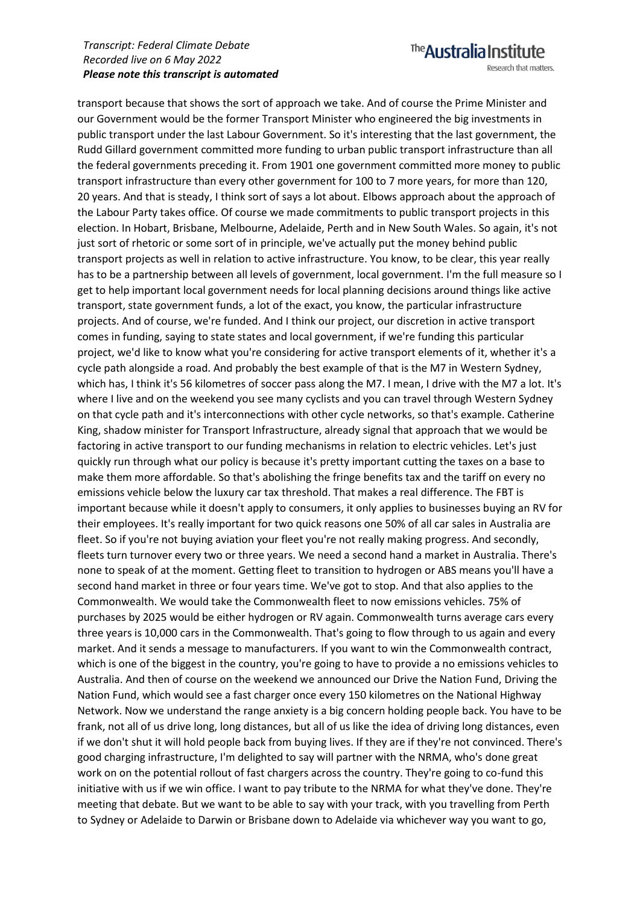transport because that shows the sort of approach we take. And of course the Prime Minister and our Government would be the former Transport Minister who engineered the big investments in public transport under the last Labour Government. So it's interesting that the last government, the Rudd Gillard government committed more funding to urban public transport infrastructure than all the federal governments preceding it. From 1901 one government committed more money to public transport infrastructure than every other government for 100 to 7 more years, for more than 120, 20 years. And that is steady, I think sort of says a lot about. Elbows approach about the approach of the Labour Party takes office. Of course we made commitments to public transport projects in this election. In Hobart, Brisbane, Melbourne, Adelaide, Perth and in New South Wales. So again, it's not just sort of rhetoric or some sort of in principle, we've actually put the money behind public transport projects as well in relation to active infrastructure. You know, to be clear, this year really has to be a partnership between all levels of government, local government. I'm the full measure so I get to help important local government needs for local planning decisions around things like active transport, state government funds, a lot of the exact, you know, the particular infrastructure projects. And of course, we're funded. And I think our project, our discretion in active transport comes in funding, saying to state states and local government, if we're funding this particular project, we'd like to know what you're considering for active transport elements of it, whether it's a cycle path alongside a road. And probably the best example of that is the M7 in Western Sydney, which has, I think it's 56 kilometres of soccer pass along the M7. I mean, I drive with the M7 a lot. It's where I live and on the weekend you see many cyclists and you can travel through Western Sydney on that cycle path and it's interconnections with other cycle networks, so that's example. Catherine King, shadow minister for Transport Infrastructure, already signal that approach that we would be factoring in active transport to our funding mechanisms in relation to electric vehicles. Let's just quickly run through what our policy is because it's pretty important cutting the taxes on a base to make them more affordable. So that's abolishing the fringe benefits tax and the tariff on every no emissions vehicle below the luxury car tax threshold. That makes a real difference. The FBT is important because while it doesn't apply to consumers, it only applies to businesses buying an RV for their employees. It's really important for two quick reasons one 50% of all car sales in Australia are fleet. So if you're not buying aviation your fleet you're not really making progress. And secondly, fleets turn turnover every two or three years. We need a second hand a market in Australia. There's none to speak of at the moment. Getting fleet to transition to hydrogen or ABS means you'll have a second hand market in three or four years time. We've got to stop. And that also applies to the Commonwealth. We would take the Commonwealth fleet to now emissions vehicles. 75% of purchases by 2025 would be either hydrogen or RV again. Commonwealth turns average cars every three years is 10,000 cars in the Commonwealth. That's going to flow through to us again and every market. And it sends a message to manufacturers. If you want to win the Commonwealth contract, which is one of the biggest in the country, you're going to have to provide a no emissions vehicles to Australia. And then of course on the weekend we announced our Drive the Nation Fund, Driving the Nation Fund, which would see a fast charger once every 150 kilometres on the National Highway Network. Now we understand the range anxiety is a big concern holding people back. You have to be frank, not all of us drive long, long distances, but all of us like the idea of driving long distances, even if we don't shut it will hold people back from buying lives. If they are if they're not convinced. There's good charging infrastructure, I'm delighted to say will partner with the NRMA, who's done great work on on the potential rollout of fast chargers across the country. They're going to co-fund this initiative with us if we win office. I want to pay tribute to the NRMA for what they've done. They're meeting that debate. But we want to be able to say with your track, with you travelling from Perth to Sydney or Adelaide to Darwin or Brisbane down to Adelaide via whichever way you want to go,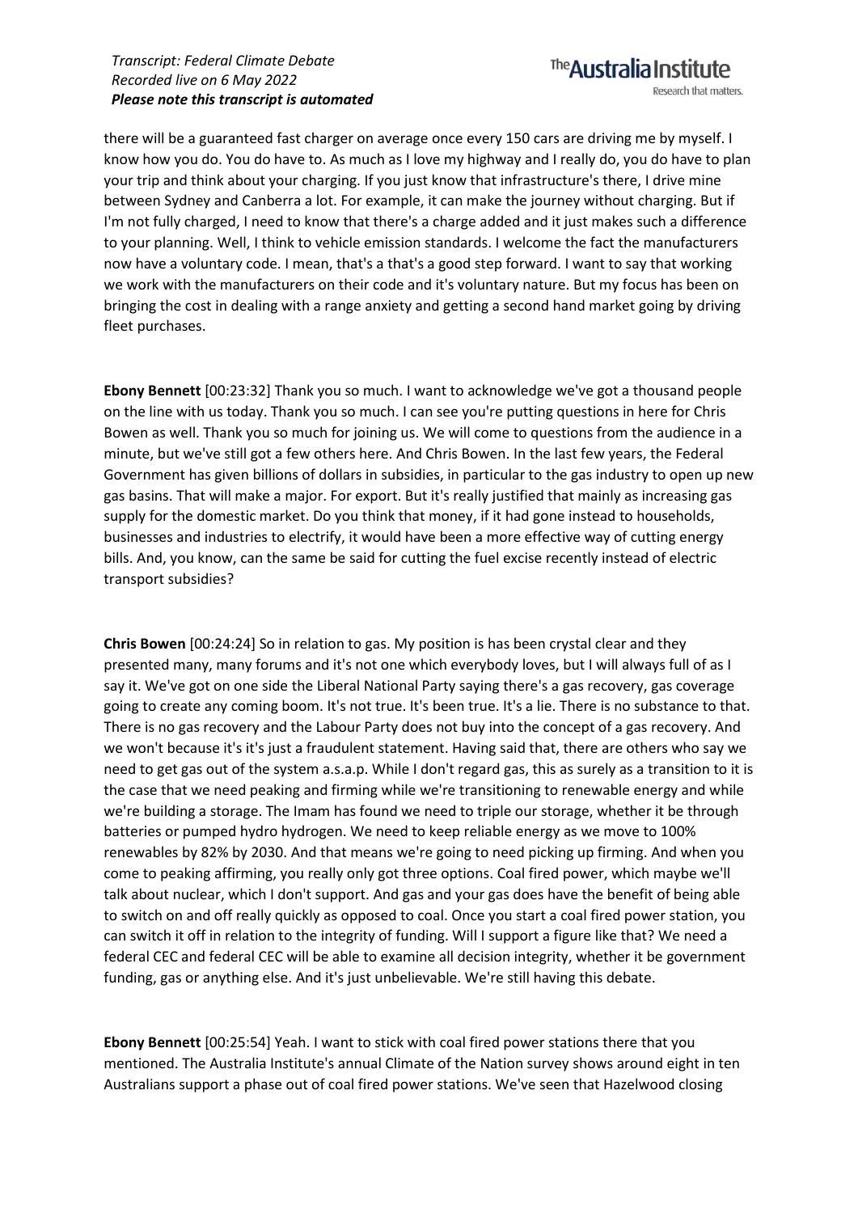there will be a guaranteed fast charger on average once every 150 cars are driving me by myself. I know how you do. You do have to. As much as I love my highway and I really do, you do have to plan your trip and think about your charging. If you just know that infrastructure's there, I drive mine between Sydney and Canberra a lot. For example, it can make the journey without charging. But if I'm not fully charged, I need to know that there's a charge added and it just makes such a difference to your planning. Well, I think to vehicle emission standards. I welcome the fact the manufacturers now have a voluntary code. I mean, that's a that's a good step forward. I want to say that working we work with the manufacturers on their code and it's voluntary nature. But my focus has been on bringing the cost in dealing with a range anxiety and getting a second hand market going by driving fleet purchases.

**Ebony Bennett** [00:23:32] Thank you so much. I want to acknowledge we've got a thousand people on the line with us today. Thank you so much. I can see you're putting questions in here for Chris Bowen as well. Thank you so much for joining us. We will come to questions from the audience in a minute, but we've still got a few others here. And Chris Bowen. In the last few years, the Federal Government has given billions of dollars in subsidies, in particular to the gas industry to open up new gas basins. That will make a major. For export. But it's really justified that mainly as increasing gas supply for the domestic market. Do you think that money, if it had gone instead to households, businesses and industries to electrify, it would have been a more effective way of cutting energy bills. And, you know, can the same be said for cutting the fuel excise recently instead of electric transport subsidies?

**Chris Bowen** [00:24:24] So in relation to gas. My position is has been crystal clear and they presented many, many forums and it's not one which everybody loves, but I will always full of as I say it. We've got on one side the Liberal National Party saying there's a gas recovery, gas coverage going to create any coming boom. It's not true. It's been true. It's a lie. There is no substance to that. There is no gas recovery and the Labour Party does not buy into the concept of a gas recovery. And we won't because it's it's just a fraudulent statement. Having said that, there are others who say we need to get gas out of the system a.s.a.p. While I don't regard gas, this as surely as a transition to it is the case that we need peaking and firming while we're transitioning to renewable energy and while we're building a storage. The Imam has found we need to triple our storage, whether it be through batteries or pumped hydro hydrogen. We need to keep reliable energy as we move to 100% renewables by 82% by 2030. And that means we're going to need picking up firming. And when you come to peaking affirming, you really only got three options. Coal fired power, which maybe we'll talk about nuclear, which I don't support. And gas and your gas does have the benefit of being able to switch on and off really quickly as opposed to coal. Once you start a coal fired power station, you can switch it off in relation to the integrity of funding. Will I support a figure like that? We need a federal CEC and federal CEC will be able to examine all decision integrity, whether it be government funding, gas or anything else. And it's just unbelievable. We're still having this debate.

**Ebony Bennett** [00:25:54] Yeah. I want to stick with coal fired power stations there that you mentioned. The Australia Institute's annual Climate of the Nation survey shows around eight in ten Australians support a phase out of coal fired power stations. We've seen that Hazelwood closing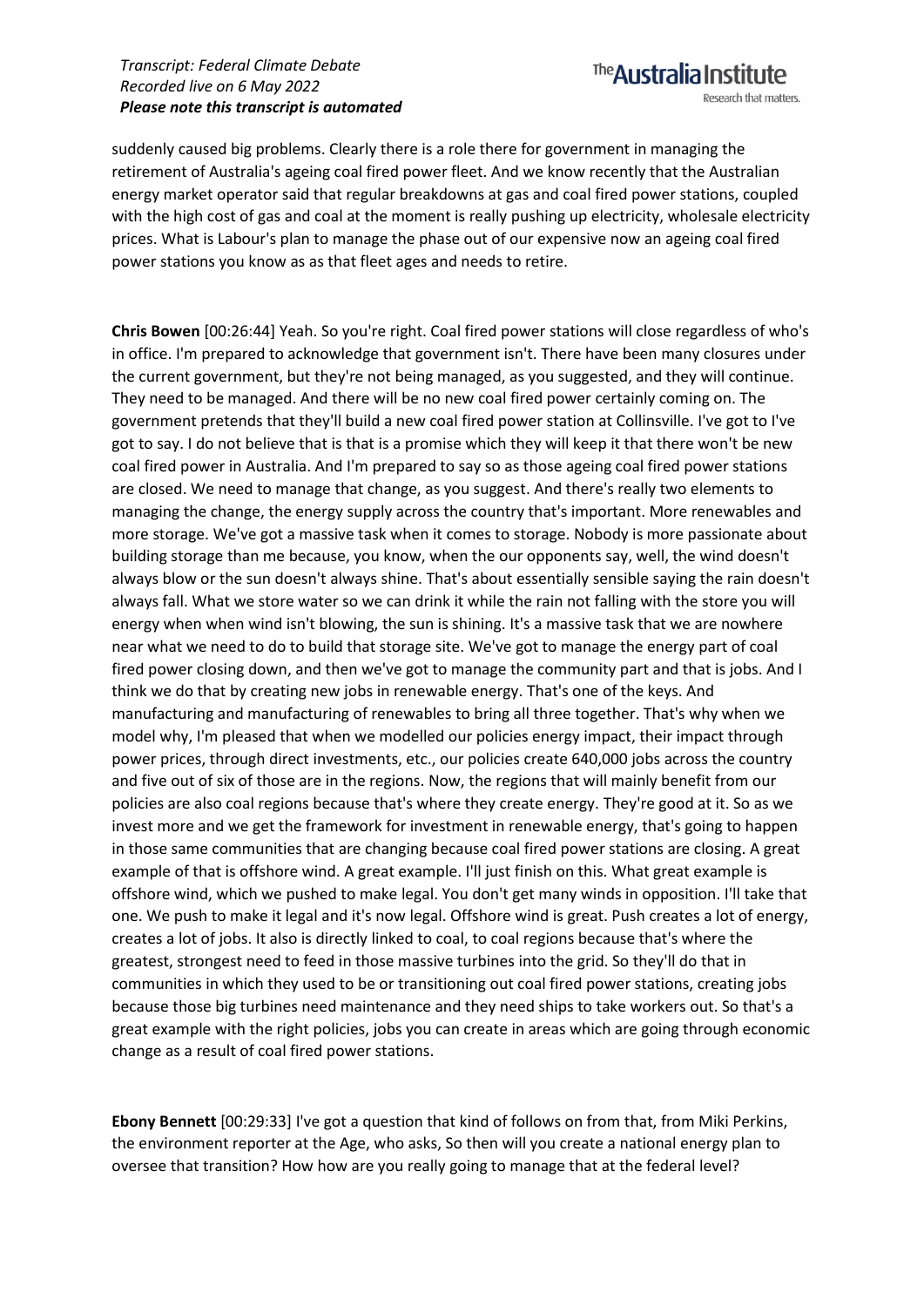suddenly caused big problems. Clearly there is a role there for government in managing the retirement of Australia's ageing coal fired power fleet. And we know recently that the Australian energy market operator said that regular breakdowns at gas and coal fired power stations, coupled with the high cost of gas and coal at the moment is really pushing up electricity, wholesale electricity prices. What is Labour's plan to manage the phase out of our expensive now an ageing coal fired power stations you know as as that fleet ages and needs to retire.

**Chris Bowen** [00:26:44] Yeah. So you're right. Coal fired power stations will close regardless of who's in office. I'm prepared to acknowledge that government isn't. There have been many closures under the current government, but they're not being managed, as you suggested, and they will continue. They need to be managed. And there will be no new coal fired power certainly coming on. The government pretends that they'll build a new coal fired power station at Collinsville. I've got to I've got to say. I do not believe that is that is a promise which they will keep it that there won't be new coal fired power in Australia. And I'm prepared to say so as those ageing coal fired power stations are closed. We need to manage that change, as you suggest. And there's really two elements to managing the change, the energy supply across the country that's important. More renewables and more storage. We've got a massive task when it comes to storage. Nobody is more passionate about building storage than me because, you know, when the our opponents say, well, the wind doesn't always blow or the sun doesn't always shine. That's about essentially sensible saying the rain doesn't always fall. What we store water so we can drink it while the rain not falling with the store you will energy when when wind isn't blowing, the sun is shining. It's a massive task that we are nowhere near what we need to do to build that storage site. We've got to manage the energy part of coal fired power closing down, and then we've got to manage the community part and that is jobs. And I think we do that by creating new jobs in renewable energy. That's one of the keys. And manufacturing and manufacturing of renewables to bring all three together. That's why when we model why, I'm pleased that when we modelled our policies energy impact, their impact through power prices, through direct investments, etc., our policies create 640,000 jobs across the country and five out of six of those are in the regions. Now, the regions that will mainly benefit from our policies are also coal regions because that's where they create energy. They're good at it. So as we invest more and we get the framework for investment in renewable energy, that's going to happen in those same communities that are changing because coal fired power stations are closing. A great example of that is offshore wind. A great example. I'll just finish on this. What great example is offshore wind, which we pushed to make legal. You don't get many winds in opposition. I'll take that one. We push to make it legal and it's now legal. Offshore wind is great. Push creates a lot of energy, creates a lot of jobs. It also is directly linked to coal, to coal regions because that's where the greatest, strongest need to feed in those massive turbines into the grid. So they'll do that in communities in which they used to be or transitioning out coal fired power stations, creating jobs because those big turbines need maintenance and they need ships to take workers out. So that's a great example with the right policies, jobs you can create in areas which are going through economic change as a result of coal fired power stations.

**Ebony Bennett** [00:29:33] I've got a question that kind of follows on from that, from Miki Perkins, the environment reporter at the Age, who asks, So then will you create a national energy plan to oversee that transition? How how are you really going to manage that at the federal level?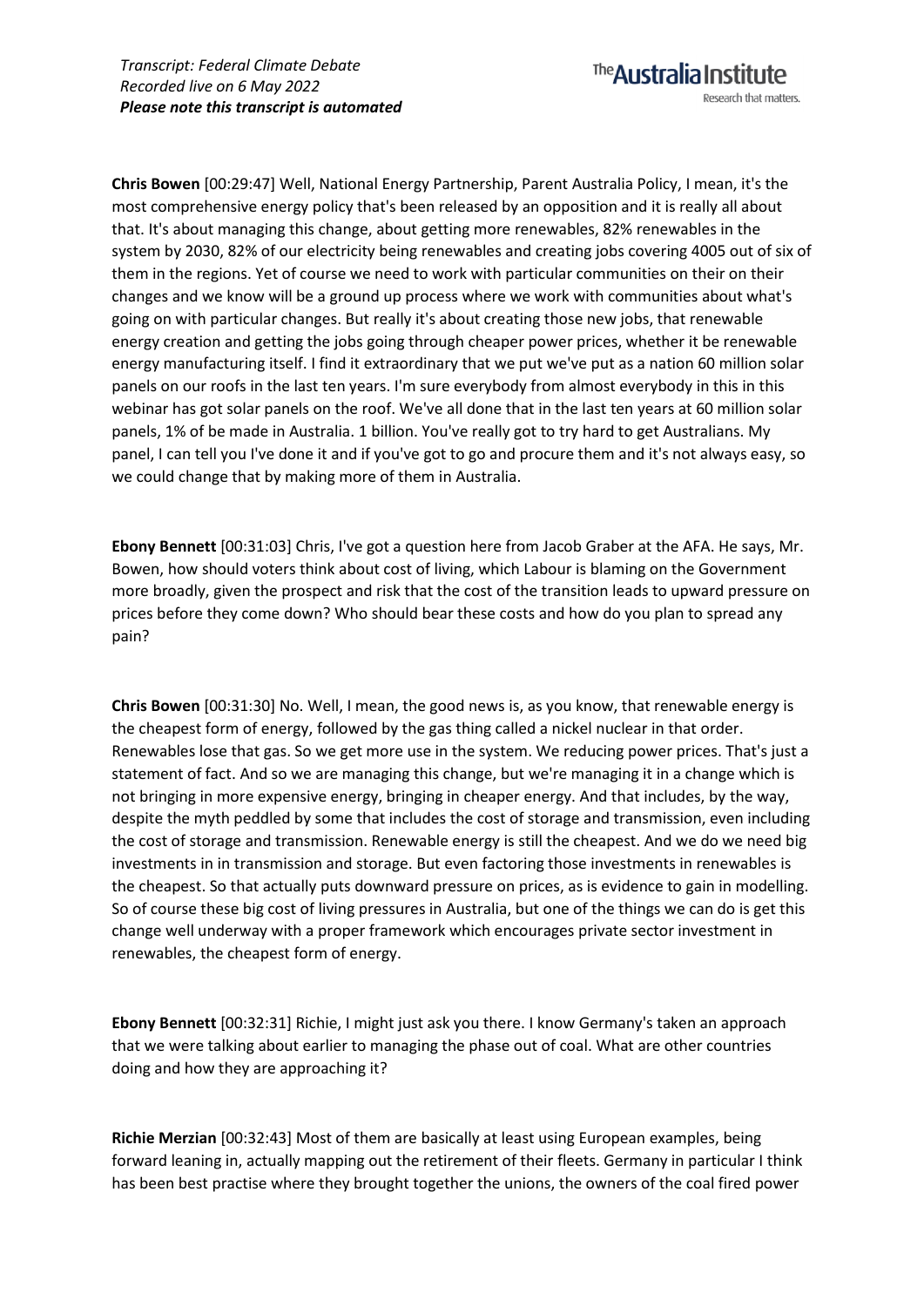**Chris Bowen** [00:29:47] Well, National Energy Partnership, Parent Australia Policy, I mean, it's the most comprehensive energy policy that's been released by an opposition and it is really all about that. It's about managing this change, about getting more renewables, 82% renewables in the system by 2030, 82% of our electricity being renewables and creating jobs covering 4005 out of six of them in the regions. Yet of course we need to work with particular communities on their on their changes and we know will be a ground up process where we work with communities about what's going on with particular changes. But really it's about creating those new jobs, that renewable energy creation and getting the jobs going through cheaper power prices, whether it be renewable energy manufacturing itself. I find it extraordinary that we put we've put as a nation 60 million solar panels on our roofs in the last ten years. I'm sure everybody from almost everybody in this in this webinar has got solar panels on the roof. We've all done that in the last ten years at 60 million solar panels, 1% of be made in Australia. 1 billion. You've really got to try hard to get Australians. My panel, I can tell you I've done it and if you've got to go and procure them and it's not always easy, so we could change that by making more of them in Australia.

**Ebony Bennett** [00:31:03] Chris, I've got a question here from Jacob Graber at the AFA. He says, Mr. Bowen, how should voters think about cost of living, which Labour is blaming on the Government more broadly, given the prospect and risk that the cost of the transition leads to upward pressure on prices before they come down? Who should bear these costs and how do you plan to spread any pain?

**Chris Bowen** [00:31:30] No. Well, I mean, the good news is, as you know, that renewable energy is the cheapest form of energy, followed by the gas thing called a nickel nuclear in that order. Renewables lose that gas. So we get more use in the system. We reducing power prices. That's just a statement of fact. And so we are managing this change, but we're managing it in a change which is not bringing in more expensive energy, bringing in cheaper energy. And that includes, by the way, despite the myth peddled by some that includes the cost of storage and transmission, even including the cost of storage and transmission. Renewable energy is still the cheapest. And we do we need big investments in in transmission and storage. But even factoring those investments in renewables is the cheapest. So that actually puts downward pressure on prices, as is evidence to gain in modelling. So of course these big cost of living pressures in Australia, but one of the things we can do is get this change well underway with a proper framework which encourages private sector investment in renewables, the cheapest form of energy.

**Ebony Bennett** [00:32:31] Richie, I might just ask you there. I know Germany's taken an approach that we were talking about earlier to managing the phase out of coal. What are other countries doing and how they are approaching it?

**Richie Merzian** [00:32:43] Most of them are basically at least using European examples, being forward leaning in, actually mapping out the retirement of their fleets. Germany in particular I think has been best practise where they brought together the unions, the owners of the coal fired power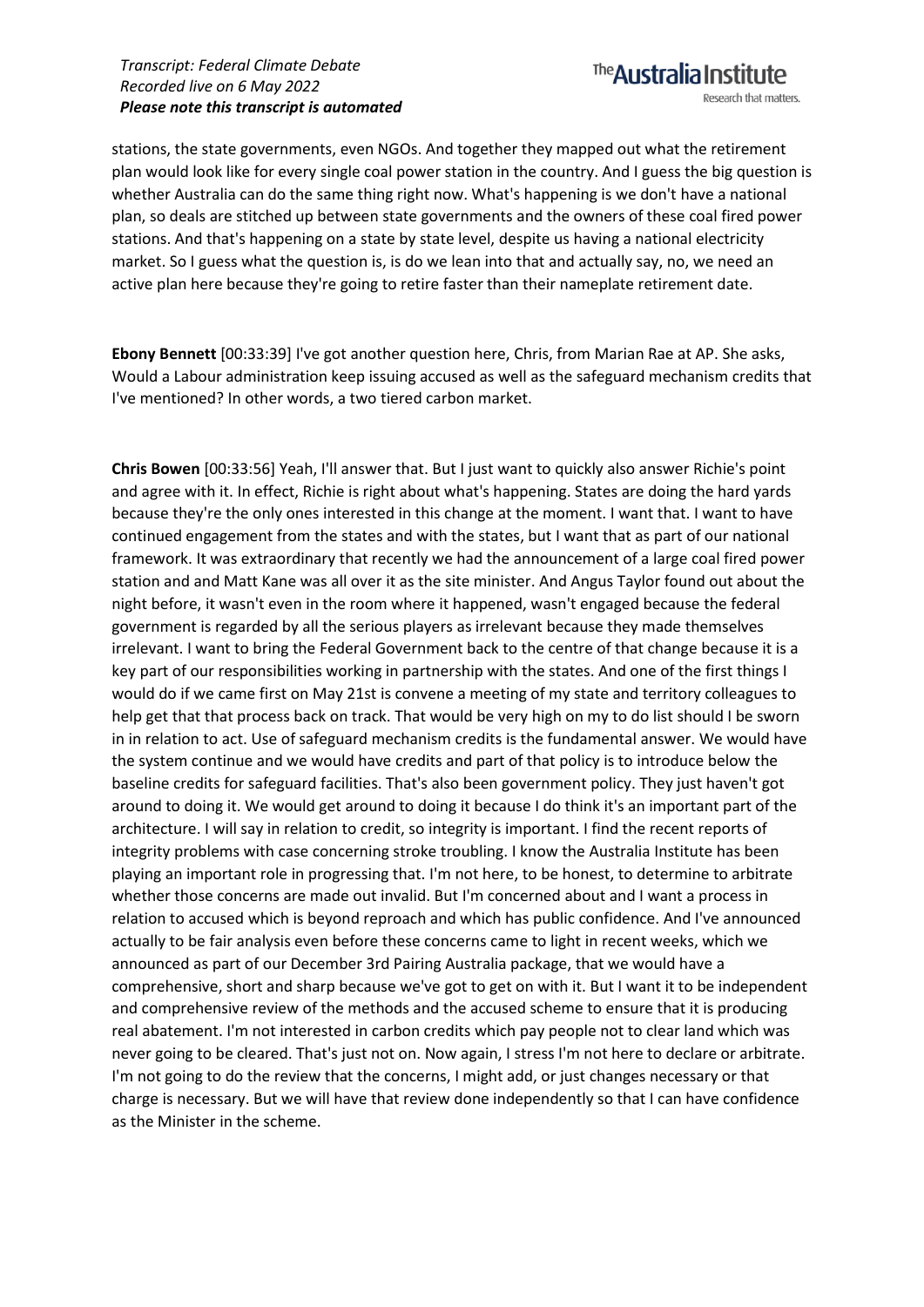stations, the state governments, even NGOs. And together they mapped out what the retirement plan would look like for every single coal power station in the country. And I guess the big question is whether Australia can do the same thing right now. What's happening is we don't have a national plan, so deals are stitched up between state governments and the owners of these coal fired power stations. And that's happening on a state by state level, despite us having a national electricity market. So I guess what the question is, is do we lean into that and actually say, no, we need an active plan here because they're going to retire faster than their nameplate retirement date.

**Ebony Bennett** [00:33:39] I've got another question here, Chris, from Marian Rae at AP. She asks, Would a Labour administration keep issuing accused as well as the safeguard mechanism credits that I've mentioned? In other words, a two tiered carbon market.

**Chris Bowen** [00:33:56] Yeah, I'll answer that. But I just want to quickly also answer Richie's point and agree with it. In effect, Richie is right about what's happening. States are doing the hard yards because they're the only ones interested in this change at the moment. I want that. I want to have continued engagement from the states and with the states, but I want that as part of our national framework. It was extraordinary that recently we had the announcement of a large coal fired power station and and Matt Kane was all over it as the site minister. And Angus Taylor found out about the night before, it wasn't even in the room where it happened, wasn't engaged because the federal government is regarded by all the serious players as irrelevant because they made themselves irrelevant. I want to bring the Federal Government back to the centre of that change because it is a key part of our responsibilities working in partnership with the states. And one of the first things I would do if we came first on May 21st is convene a meeting of my state and territory colleagues to help get that that process back on track. That would be very high on my to do list should I be sworn in in relation to act. Use of safeguard mechanism credits is the fundamental answer. We would have the system continue and we would have credits and part of that policy is to introduce below the baseline credits for safeguard facilities. That's also been government policy. They just haven't got around to doing it. We would get around to doing it because I do think it's an important part of the architecture. I will say in relation to credit, so integrity is important. I find the recent reports of integrity problems with case concerning stroke troubling. I know the Australia Institute has been playing an important role in progressing that. I'm not here, to be honest, to determine to arbitrate whether those concerns are made out invalid. But I'm concerned about and I want a process in relation to accused which is beyond reproach and which has public confidence. And I've announced actually to be fair analysis even before these concerns came to light in recent weeks, which we announced as part of our December 3rd Pairing Australia package, that we would have a comprehensive, short and sharp because we've got to get on with it. But I want it to be independent and comprehensive review of the methods and the accused scheme to ensure that it is producing real abatement. I'm not interested in carbon credits which pay people not to clear land which was never going to be cleared. That's just not on. Now again, I stress I'm not here to declare or arbitrate. I'm not going to do the review that the concerns, I might add, or just changes necessary or that charge is necessary. But we will have that review done independently so that I can have confidence as the Minister in the scheme.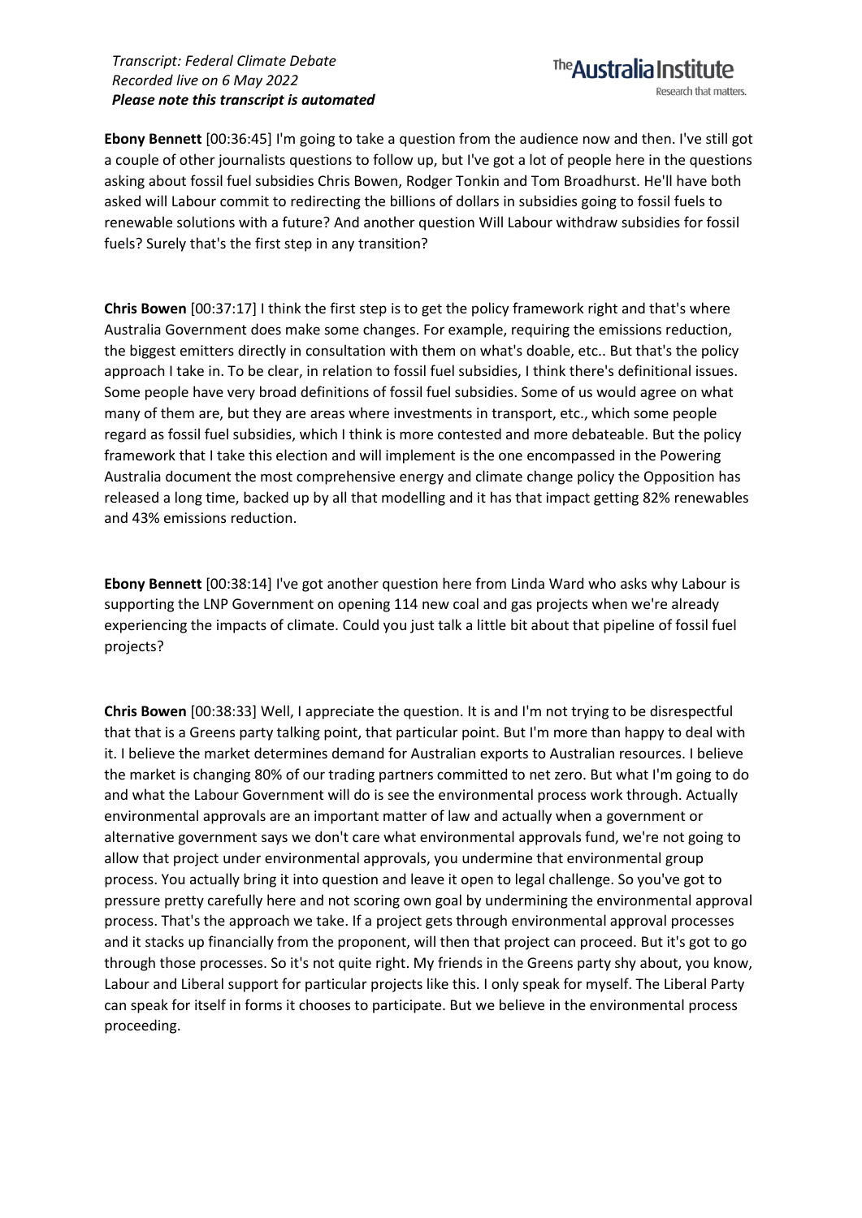**Ebony Bennett** [00:36:45] I'm going to take a question from the audience now and then. I've still got a couple of other journalists questions to follow up, but I've got a lot of people here in the questions asking about fossil fuel subsidies Chris Bowen, Rodger Tonkin and Tom Broadhurst. He'll have both asked will Labour commit to redirecting the billions of dollars in subsidies going to fossil fuels to renewable solutions with a future? And another question Will Labour withdraw subsidies for fossil fuels? Surely that's the first step in any transition?

**Chris Bowen** [00:37:17] I think the first step is to get the policy framework right and that's where Australia Government does make some changes. For example, requiring the emissions reduction, the biggest emitters directly in consultation with them on what's doable, etc.. But that's the policy approach I take in. To be clear, in relation to fossil fuel subsidies, I think there's definitional issues. Some people have very broad definitions of fossil fuel subsidies. Some of us would agree on what many of them are, but they are areas where investments in transport, etc., which some people regard as fossil fuel subsidies, which I think is more contested and more debateable. But the policy framework that I take this election and will implement is the one encompassed in the Powering Australia document the most comprehensive energy and climate change policy the Opposition has released a long time, backed up by all that modelling and it has that impact getting 82% renewables and 43% emissions reduction.

**Ebony Bennett** [00:38:14] I've got another question here from Linda Ward who asks why Labour is supporting the LNP Government on opening 114 new coal and gas projects when we're already experiencing the impacts of climate. Could you just talk a little bit about that pipeline of fossil fuel projects?

**Chris Bowen** [00:38:33] Well, I appreciate the question. It is and I'm not trying to be disrespectful that that is a Greens party talking point, that particular point. But I'm more than happy to deal with it. I believe the market determines demand for Australian exports to Australian resources. I believe the market is changing 80% of our trading partners committed to net zero. But what I'm going to do and what the Labour Government will do is see the environmental process work through. Actually environmental approvals are an important matter of law and actually when a government or alternative government says we don't care what environmental approvals fund, we're not going to allow that project under environmental approvals, you undermine that environmental group process. You actually bring it into question and leave it open to legal challenge. So you've got to pressure pretty carefully here and not scoring own goal by undermining the environmental approval process. That's the approach we take. If a project gets through environmental approval processes and it stacks up financially from the proponent, will then that project can proceed. But it's got to go through those processes. So it's not quite right. My friends in the Greens party shy about, you know, Labour and Liberal support for particular projects like this. I only speak for myself. The Liberal Party can speak for itself in forms it chooses to participate. But we believe in the environmental process proceeding.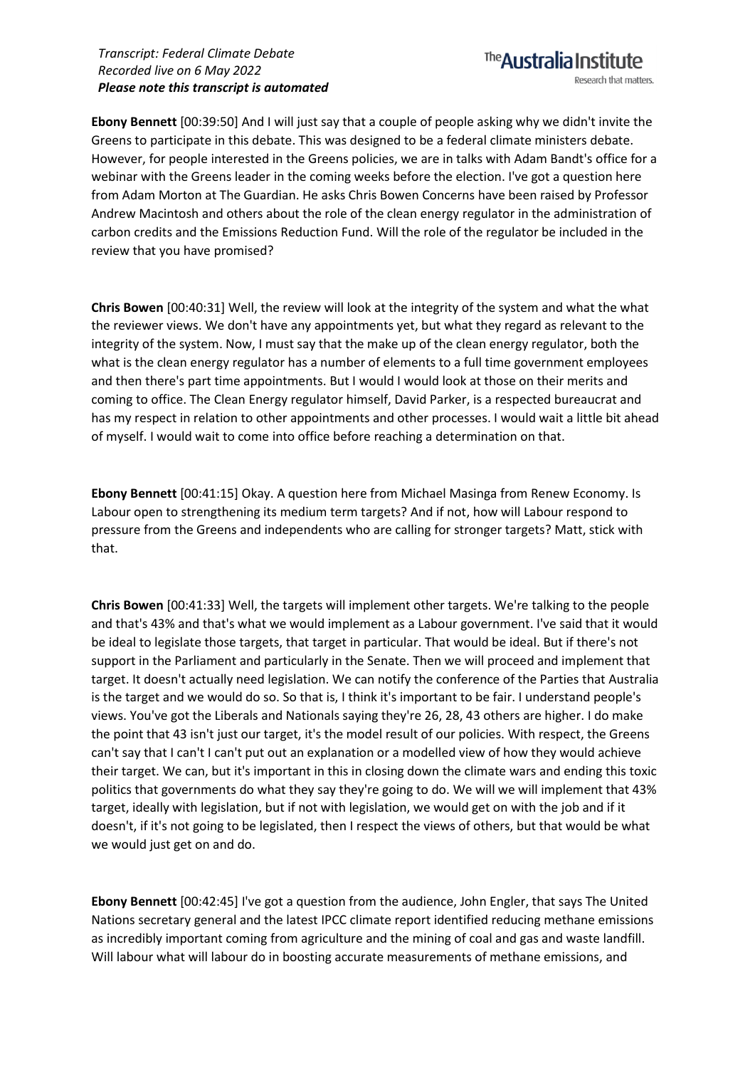**Ebony Bennett** [00:39:50] And I will just say that a couple of people asking why we didn't invite the Greens to participate in this debate. This was designed to be a federal climate ministers debate. However, for people interested in the Greens policies, we are in talks with Adam Bandt's office for a webinar with the Greens leader in the coming weeks before the election. I've got a question here from Adam Morton at The Guardian. He asks Chris Bowen Concerns have been raised by Professor Andrew Macintosh and others about the role of the clean energy regulator in the administration of carbon credits and the Emissions Reduction Fund. Will the role of the regulator be included in the review that you have promised?

**Chris Bowen** [00:40:31] Well, the review will look at the integrity of the system and what the what the reviewer views. We don't have any appointments yet, but what they regard as relevant to the integrity of the system. Now, I must say that the make up of the clean energy regulator, both the what is the clean energy regulator has a number of elements to a full time government employees and then there's part time appointments. But I would I would look at those on their merits and coming to office. The Clean Energy regulator himself, David Parker, is a respected bureaucrat and has my respect in relation to other appointments and other processes. I would wait a little bit ahead of myself. I would wait to come into office before reaching a determination on that.

**Ebony Bennett** [00:41:15] Okay. A question here from Michael Masinga from Renew Economy. Is Labour open to strengthening its medium term targets? And if not, how will Labour respond to pressure from the Greens and independents who are calling for stronger targets? Matt, stick with that.

**Chris Bowen** [00:41:33] Well, the targets will implement other targets. We're talking to the people and that's 43% and that's what we would implement as a Labour government. I've said that it would be ideal to legislate those targets, that target in particular. That would be ideal. But if there's not support in the Parliament and particularly in the Senate. Then we will proceed and implement that target. It doesn't actually need legislation. We can notify the conference of the Parties that Australia is the target and we would do so. So that is, I think it's important to be fair. I understand people's views. You've got the Liberals and Nationals saying they're 26, 28, 43 others are higher. I do make the point that 43 isn't just our target, it's the model result of our policies. With respect, the Greens can't say that I can't I can't put out an explanation or a modelled view of how they would achieve their target. We can, but it's important in this in closing down the climate wars and ending this toxic politics that governments do what they say they're going to do. We will we will implement that 43% target, ideally with legislation, but if not with legislation, we would get on with the job and if it doesn't, if it's not going to be legislated, then I respect the views of others, but that would be what we would just get on and do.

**Ebony Bennett** [00:42:45] I've got a question from the audience, John Engler, that says The United Nations secretary general and the latest IPCC climate report identified reducing methane emissions as incredibly important coming from agriculture and the mining of coal and gas and waste landfill. Will labour what will labour do in boosting accurate measurements of methane emissions, and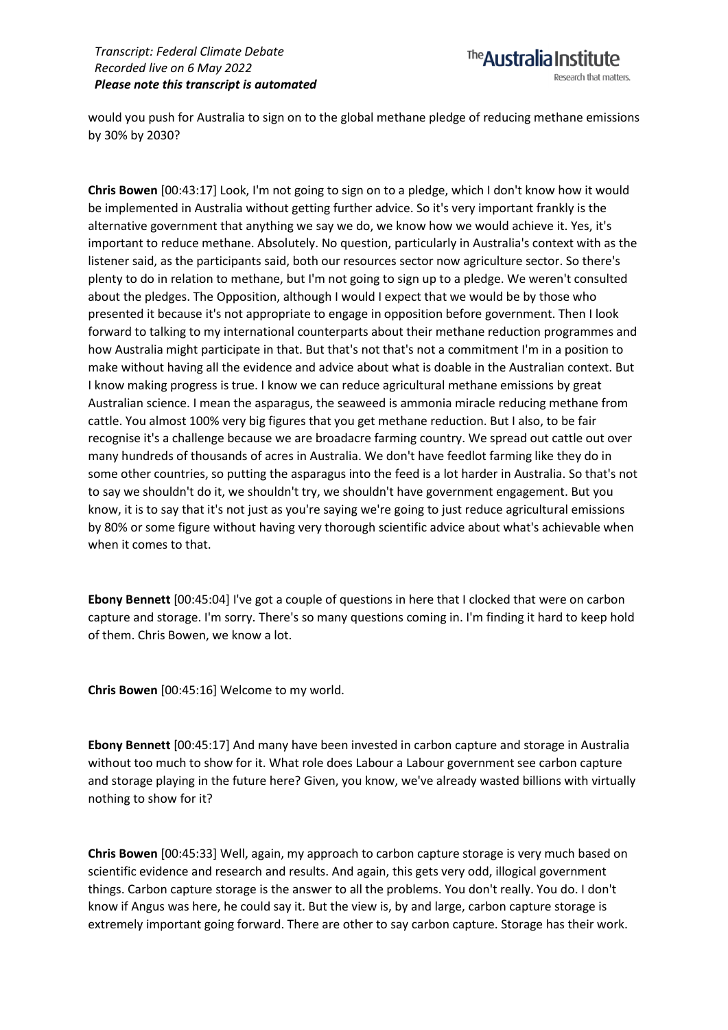would you push for Australia to sign on to the global methane pledge of reducing methane emissions by 30% by 2030?

**Chris Bowen** [00:43:17] Look, I'm not going to sign on to a pledge, which I don't know how it would be implemented in Australia without getting further advice. So it's very important frankly is the alternative government that anything we say we do, we know how we would achieve it. Yes, it's important to reduce methane. Absolutely. No question, particularly in Australia's context with as the listener said, as the participants said, both our resources sector now agriculture sector. So there's plenty to do in relation to methane, but I'm not going to sign up to a pledge. We weren't consulted about the pledges. The Opposition, although I would I expect that we would be by those who presented it because it's not appropriate to engage in opposition before government. Then I look forward to talking to my international counterparts about their methane reduction programmes and how Australia might participate in that. But that's not that's not a commitment I'm in a position to make without having all the evidence and advice about what is doable in the Australian context. But I know making progress is true. I know we can reduce agricultural methane emissions by great Australian science. I mean the asparagus, the seaweed is ammonia miracle reducing methane from cattle. You almost 100% very big figures that you get methane reduction. But I also, to be fair recognise it's a challenge because we are broadacre farming country. We spread out cattle out over many hundreds of thousands of acres in Australia. We don't have feedlot farming like they do in some other countries, so putting the asparagus into the feed is a lot harder in Australia. So that's not to say we shouldn't do it, we shouldn't try, we shouldn't have government engagement. But you know, it is to say that it's not just as you're saying we're going to just reduce agricultural emissions by 80% or some figure without having very thorough scientific advice about what's achievable when when it comes to that.

**Ebony Bennett** [00:45:04] I've got a couple of questions in here that I clocked that were on carbon capture and storage. I'm sorry. There's so many questions coming in. I'm finding it hard to keep hold of them. Chris Bowen, we know a lot.

**Chris Bowen** [00:45:16] Welcome to my world.

**Ebony Bennett** [00:45:17] And many have been invested in carbon capture and storage in Australia without too much to show for it. What role does Labour a Labour government see carbon capture and storage playing in the future here? Given, you know, we've already wasted billions with virtually nothing to show for it?

**Chris Bowen** [00:45:33] Well, again, my approach to carbon capture storage is very much based on scientific evidence and research and results. And again, this gets very odd, illogical government things. Carbon capture storage is the answer to all the problems. You don't really. You do. I don't know if Angus was here, he could say it. But the view is, by and large, carbon capture storage is extremely important going forward. There are other to say carbon capture. Storage has their work.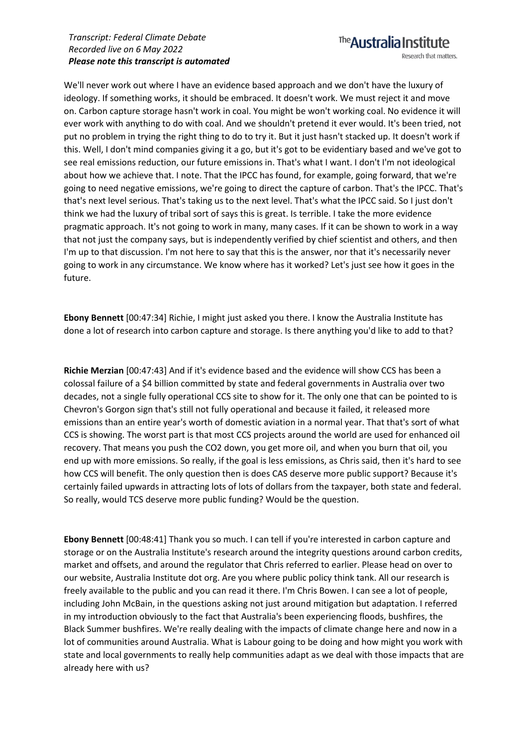We'll never work out where I have an evidence based approach and we don't have the luxury of ideology. If something works, it should be embraced. It doesn't work. We must reject it and move on. Carbon capture storage hasn't work in coal. You might be won't working coal. No evidence it will ever work with anything to do with coal. And we shouldn't pretend it ever would. It's been tried, not put no problem in trying the right thing to do to try it. But it just hasn't stacked up. It doesn't work if this. Well, I don't mind companies giving it a go, but it's got to be evidentiary based and we've got to see real emissions reduction, our future emissions in. That's what I want. I don't I'm not ideological about how we achieve that. I note. That the IPCC has found, for example, going forward, that we're going to need negative emissions, we're going to direct the capture of carbon. That's the IPCC. That's that's next level serious. That's taking us to the next level. That's what the IPCC said. So I just don't think we had the luxury of tribal sort of says this is great. Is terrible. I take the more evidence pragmatic approach. It's not going to work in many, many cases. If it can be shown to work in a way that not just the company says, but is independently verified by chief scientist and others, and then I'm up to that discussion. I'm not here to say that this is the answer, nor that it's necessarily never going to work in any circumstance. We know where has it worked? Let's just see how it goes in the future.

**Ebony Bennett** [00:47:34] Richie, I might just asked you there. I know the Australia Institute has done a lot of research into carbon capture and storage. Is there anything you'd like to add to that?

**Richie Merzian** [00:47:43] And if it's evidence based and the evidence will show CCS has been a colossal failure of a $4 billion committed by state and federal governments in Australia over two decades, not a single fully operational CCS site to show for it. The only one that can be pointed to is Chevron's Gorgon sign that's still not fully operational and because it failed, it released more emissions than an entire year's worth of domestic aviation in a normal year. That that's sort of what CCS is showing. The worst part is that most CCS projects around the world are used for enhanced oil recovery. That means you push the CO2 down, you get more oil, and when you burn that oil, you end up with more emissions. So really, if the goal is less emissions, as Chris said, then it's hard to see how CCS will benefit. The only question then is does CAS deserve more public support? Because it's certainly failed upwards in attracting lots of lots of dollars from the taxpayer, both state and federal. So really, would TCS deserve more public funding? Would be the question.

**Ebony Bennett** [00:48:41] Thank you so much. I can tell if you're interested in carbon capture and storage or on the Australia Institute's research around the integrity questions around carbon credits, market and offsets, and around the regulator that Chris referred to earlier. Please head on over to our website, Australia Institute dot org. Are you where public policy think tank. All our research is freely available to the public and you can read it there. I'm Chris Bowen. I can see a lot of people, including John McBain, in the questions asking not just around mitigation but adaptation. I referred in my introduction obviously to the fact that Australia's been experiencing floods, bushfires, the Black Summer bushfires. We're really dealing with the impacts of climate change here and now in a lot of communities around Australia. What is Labour going to be doing and how might you work with state and local governments to really help communities adapt as we deal with those impacts that are already here with us?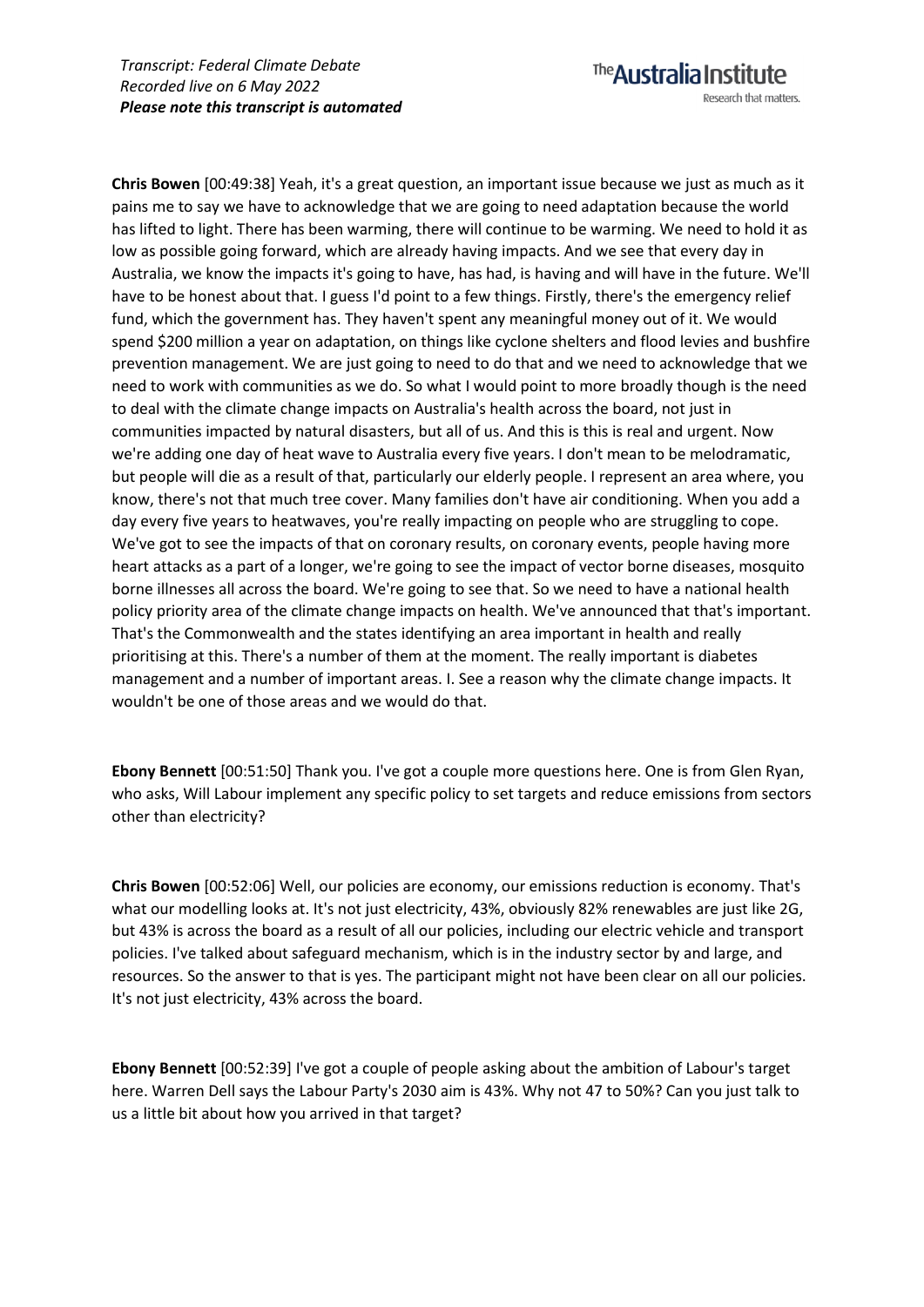**Chris Bowen** [00:49:38] Yeah, it's a great question, an important issue because we just as much as it pains me to say we have to acknowledge that we are going to need adaptation because the world has lifted to light. There has been warming, there will continue to be warming. We need to hold it as low as possible going forward, which are already having impacts. And we see that every day in Australia, we know the impacts it's going to have, has had, is having and will have in the future. We'll have to be honest about that. I guess I'd point to a few things. Firstly, there's the emergency relief fund, which the government has. They haven't spent any meaningful money out of it. We would spend $200 million a year on adaptation, on things like cyclone shelters and flood levies and bushfire prevention management. We are just going to need to do that and we need to acknowledge that we need to work with communities as we do. So what I would point to more broadly though is the need to deal with the climate change impacts on Australia's health across the board, not just in communities impacted by natural disasters, but all of us. And this is this is real and urgent. Now we're adding one day of heat wave to Australia every five years. I don't mean to be melodramatic, but people will die as a result of that, particularly our elderly people. I represent an area where, you know, there's not that much tree cover. Many families don't have air conditioning. When you add a day every five years to heatwaves, you're really impacting on people who are struggling to cope. We've got to see the impacts of that on coronary results, on coronary events, people having more heart attacks as a part of a longer, we're going to see the impact of vector borne diseases, mosquito borne illnesses all across the board. We're going to see that. So we need to have a national health policy priority area of the climate change impacts on health. We've announced that that's important. That's the Commonwealth and the states identifying an area important in health and really prioritising at this. There's a number of them at the moment. The really important is diabetes management and a number of important areas. I. See a reason why the climate change impacts. It wouldn't be one of those areas and we would do that.

**Ebony Bennett** [00:51:50] Thank you. I've got a couple more questions here. One is from Glen Ryan, who asks, Will Labour implement any specific policy to set targets and reduce emissions from sectors other than electricity?

**Chris Bowen** [00:52:06] Well, our policies are economy, our emissions reduction is economy. That's what our modelling looks at. It's not just electricity, 43%, obviously 82% renewables are just like 2G, but 43% is across the board as a result of all our policies, including our electric vehicle and transport policies. I've talked about safeguard mechanism, which is in the industry sector by and large, and resources. So the answer to that is yes. The participant might not have been clear on all our policies. It's not just electricity, 43% across the board.

**Ebony Bennett** [00:52:39] I've got a couple of people asking about the ambition of Labour's target here. Warren Dell says the Labour Party's 2030 aim is 43%. Why not 47 to 50%? Can you just talk to us a little bit about how you arrived in that target?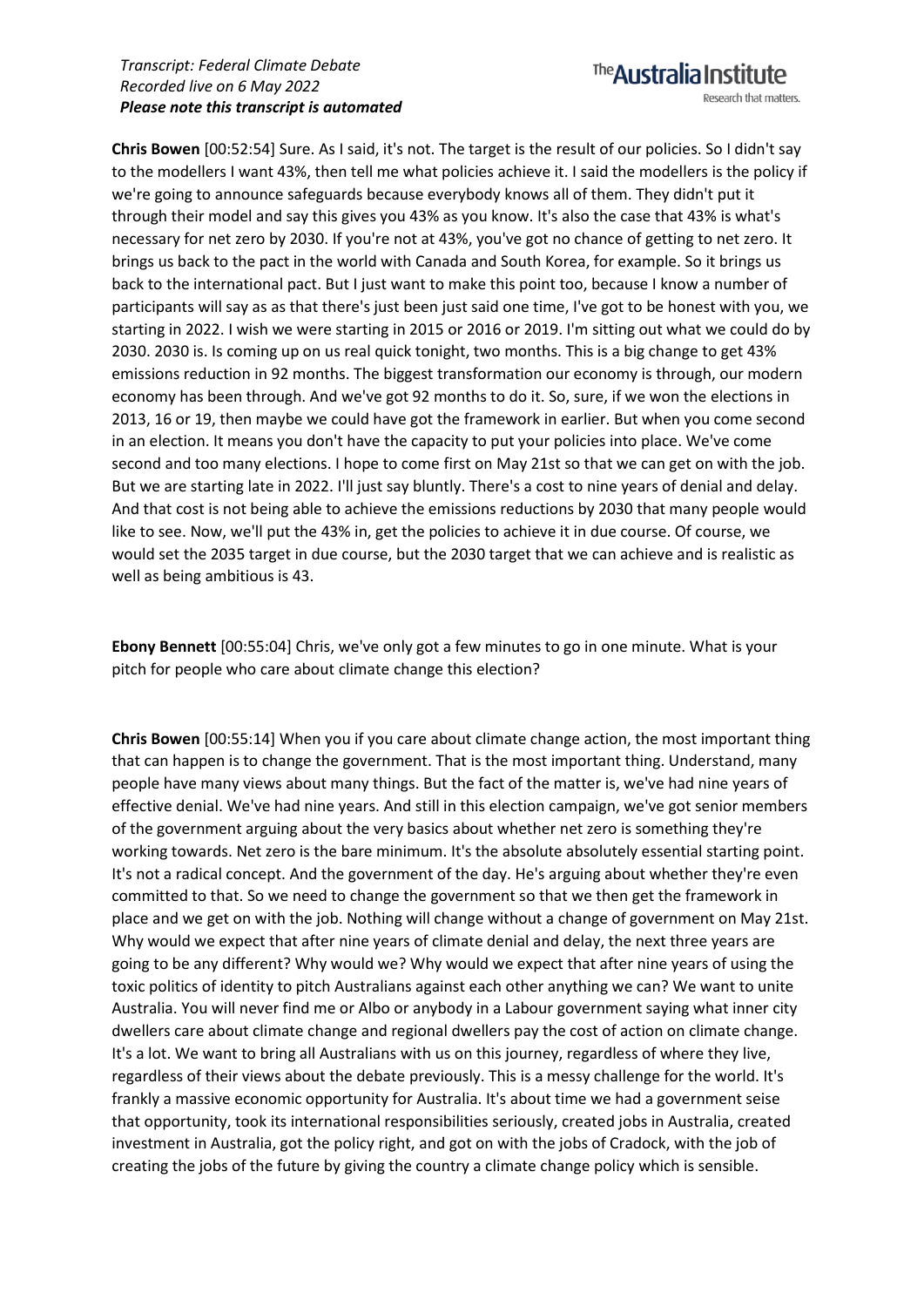**Chris Bowen** [00:52:54] Sure. As I said, it's not. The target is the result of our policies. So I didn't say to the modellers I want 43%, then tell me what policies achieve it. I said the modellers is the policy if we're going to announce safeguards because everybody knows all of them. They didn't put it through their model and say this gives you 43% as you know. It's also the case that 43% is what's necessary for net zero by 2030. If you're not at 43%, you've got no chance of getting to net zero. It brings us back to the pact in the world with Canada and South Korea, for example. So it brings us back to the international pact. But I just want to make this point too, because I know a number of participants will say as as that there's just been just said one time, I've got to be honest with you, we starting in 2022. I wish we were starting in 2015 or 2016 or 2019. I'm sitting out what we could do by 2030. 2030 is. Is coming up on us real quick tonight, two months. This is a big change to get 43% emissions reduction in 92 months. The biggest transformation our economy is through, our modern economy has been through. And we've got 92 months to do it. So, sure, if we won the elections in 2013, 16 or 19, then maybe we could have got the framework in earlier. But when you come second in an election. It means you don't have the capacity to put your policies into place. We've come second and too many elections. I hope to come first on May 21st so that we can get on with the job. But we are starting late in 2022. I'll just say bluntly. There's a cost to nine years of denial and delay. And that cost is not being able to achieve the emissions reductions by 2030 that many people would like to see. Now, we'll put the 43% in, get the policies to achieve it in due course. Of course, we would set the 2035 target in due course, but the 2030 target that we can achieve and is realistic as well as being ambitious is 43.

**Ebony Bennett** [00:55:04] Chris, we've only got a few minutes to go in one minute. What is your pitch for people who care about climate change this election?

**Chris Bowen** [00:55:14] When you if you care about climate change action, the most important thing that can happen is to change the government. That is the most important thing. Understand, many people have many views about many things. But the fact of the matter is, we've had nine years of effective denial. We've had nine years. And still in this election campaign, we've got senior members of the government arguing about the very basics about whether net zero is something they're working towards. Net zero is the bare minimum. It's the absolute absolutely essential starting point. It's not a radical concept. And the government of the day. He's arguing about whether they're even committed to that. So we need to change the government so that we then get the framework in place and we get on with the job. Nothing will change without a change of government on May 21st. Why would we expect that after nine years of climate denial and delay, the next three years are going to be any different? Why would we? Why would we expect that after nine years of using the toxic politics of identity to pitch Australians against each other anything we can? We want to unite Australia. You will never find me or Albo or anybody in a Labour government saying what inner city dwellers care about climate change and regional dwellers pay the cost of action on climate change. It's a lot. We want to bring all Australians with us on this journey, regardless of where they live, regardless of their views about the debate previously. This is a messy challenge for the world. It's frankly a massive economic opportunity for Australia. It's about time we had a government seise that opportunity, took its international responsibilities seriously, created jobs in Australia, created investment in Australia, got the policy right, and got on with the jobs of Cradock, with the job of creating the jobs of the future by giving the country a climate change policy which is sensible.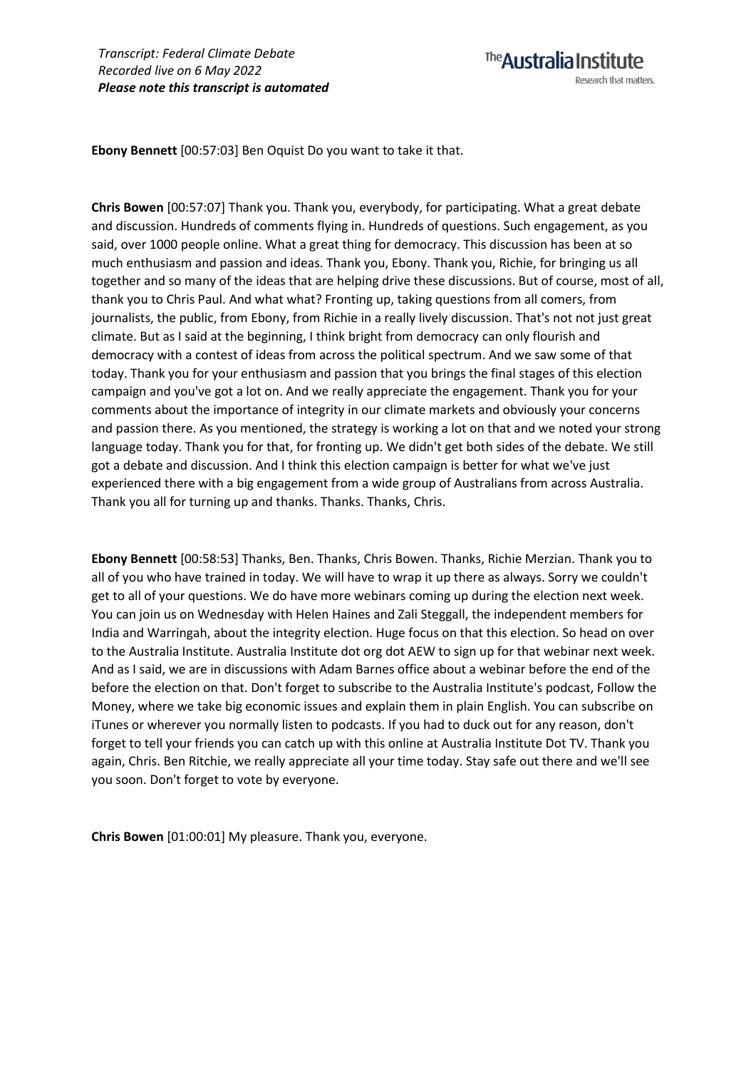**Ebony Bennett** [00:57:03] Ben Oquist Do you want to take it that.

**Chris Bowen** [00:57:07] Thank you. Thank you, everybody, for participating. What a great debate and discussion. Hundreds of comments flying in. Hundreds of questions. Such engagement, as you said, over 1000 people online. What a great thing for democracy. This discussion has been at so much enthusiasm and passion and ideas. Thank you, Ebony. Thank you, Richie, for bringing us all together and so many of the ideas that are helping drive these discussions. But of course, most of all, thank you to Chris Paul. And what what? Fronting up, taking questions from all comers, from journalists, the public, from Ebony, from Richie in a really lively discussion. That's not not just great climate. But as I said at the beginning, I think bright from democracy can only flourish and democracy with a contest of ideas from across the political spectrum. And we saw some of that today. Thank you for your enthusiasm and passion that you brings the final stages of this election campaign and you've got a lot on. And we really appreciate the engagement. Thank you for your comments about the importance of integrity in our climate markets and obviously your concerns and passion there. As you mentioned, the strategy is working a lot on that and we noted your strong language today. Thank you for that, for fronting up. We didn't get both sides of the debate. We still got a debate and discussion. And I think this election campaign is better for what we've just experienced there with a big engagement from a wide group of Australians from across Australia. Thank you all for turning up and thanks. Thanks. Thanks, Chris.

**Ebony Bennett** [00:58:53] Thanks, Ben. Thanks, Chris Bowen. Thanks, Richie Merzian. Thank you to all of you who have trained in today. We will have to wrap it up there as always. Sorry we couldn't get to all of your questions. We do have more webinars coming up during the election next week. You can join us on Wednesday with Helen Haines and Zali Steggall, the independent members for India and Warringah, about the integrity election. Huge focus on that this election. So head on over to the Australia Institute. Australia Institute dot org dot AEW to sign up for that webinar next week. And as I said, we are in discussions with Adam Barnes office about a webinar before the end of the before the election on that. Don't forget to subscribe to the Australia Institute's podcast, Follow the Money, where we take big economic issues and explain them in plain English. You can subscribe on iTunes or wherever you normally listen to podcasts. If you had to duck out for any reason, don't forget to tell your friends you can catch up with this online at Australia Institute Dot TV. Thank you again, Chris. Ben Ritchie, we really appreciate all your time today. Stay safe out there and we'll see you soon. Don't forget to vote by everyone.

**Chris Bowen** [01:00:01] My pleasure. Thank you, everyone.